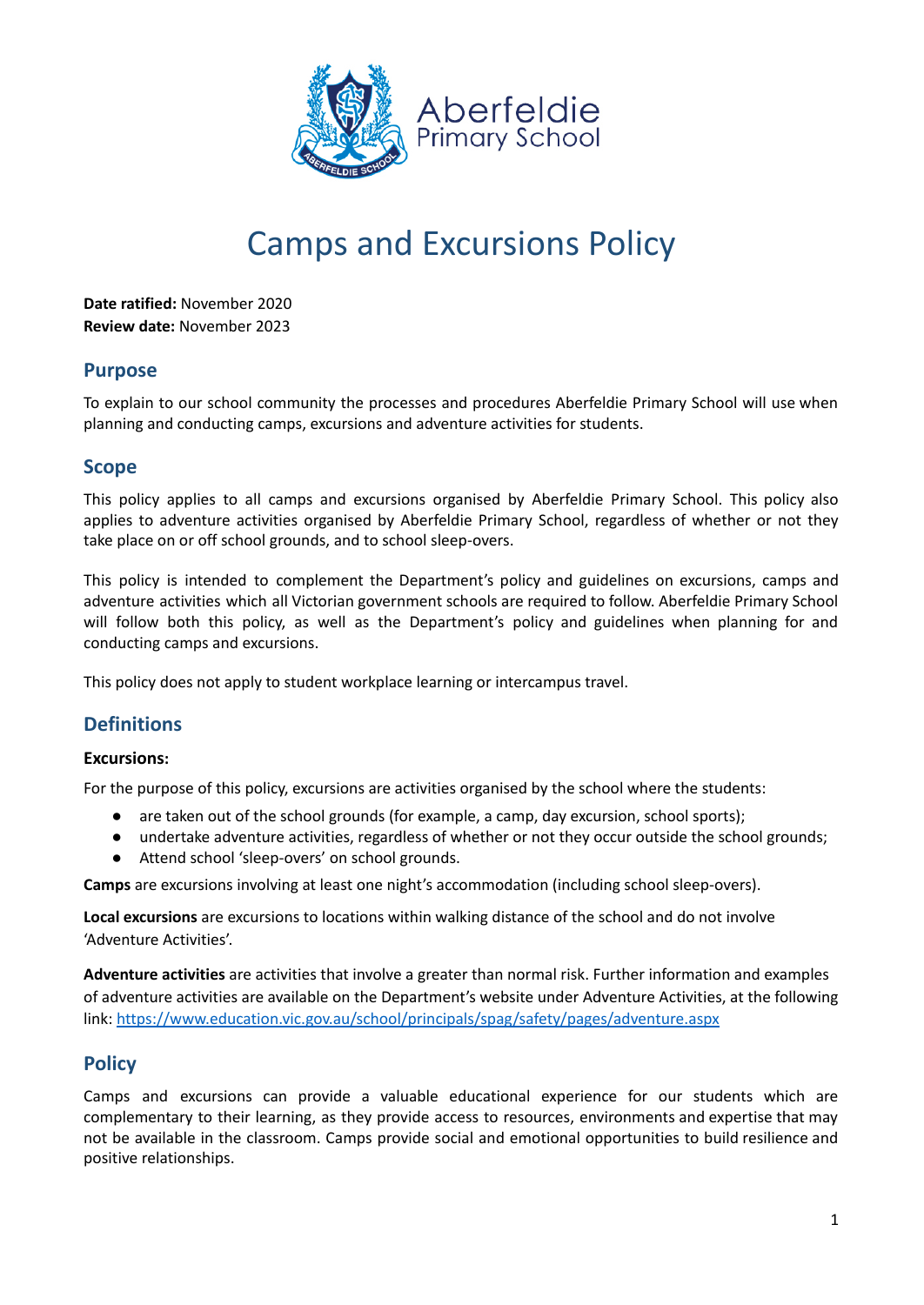Aberfeldie
Primary School

# Camps and Excursions Policy

**Date ratified:** November 2020
**Review date:** November 2023

## Purpose

To explain to our school community the processes and procedures Aberfeldie Primary School will use when planning and conducting camps, excursions and adventure activities for students.

## Scope

This policy applies to all camps and excursions organised by Aberfeldie Primary School. This policy also applies to adventure activities organised by Aberfeldie Primary School, regardless of whether or not they take place on or off school grounds, and to school sleep-overs.

This policy is intended to complement the Department's policy and guidelines on excursions, camps and adventure activities which all Victorian government schools are required to follow. Aberfeldie Primary School will follow both this policy, as well as the Department's policy and guidelines when planning for and conducting camps and excursions.

This policy does not apply to student workplace learning or intercampus travel.

## Definitions

**Excursions:**

For the purpose of this policy, excursions are activities organised by the school where the students:

- are taken out of the school grounds (for example, a camp, day excursion, school sports);
- undertake adventure activities, regardless of whether or not they occur outside the school grounds;
- Attend school 'sleep-overs' on school grounds.

**Camps** are excursions involving at least one night's accommodation (including school sleep-overs).

**Local excursions** are excursions to locations within walking distance of the school and do not involve 'Adventure Activities'.

**Adventure activities** are activities that involve a greater than normal risk. Further information and examples of adventure activities are available on the Department's website under Adventure Activities, at the following link: [https://www.education.vic.gov.au/school/principals/spag/safety/pages/adventure.aspx](https://www.education.vic.gov.au/school/principals/spag/safety/pages/adventure.aspx)

## Policy

Camps and excursions can provide a valuable educational experience for our students which are complementary to their learning, as they provide access to resources, environments and expertise that may not be available in the classroom. Camps provide social and emotional opportunities to build resilience and positive relationships.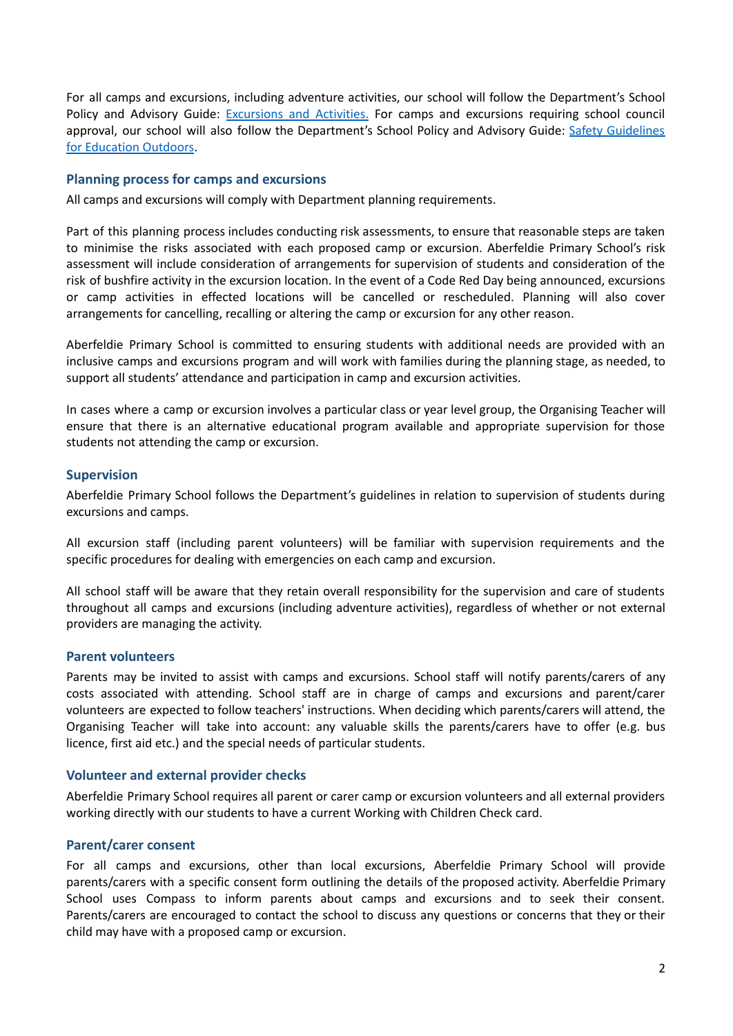For all camps and excursions, including adventure activities, our school will follow the Department's School Policy and Advisory Guide: [Excursions and Activities.](#) For camps and excursions requiring school council approval, our school will also follow the Department's School Policy and Advisory Guide: [Safety Guidelines for Education Outdoors](#).

### Planning process for camps and excursions

All camps and excursions will comply with Department planning requirements.

Part of this planning process includes conducting risk assessments, to ensure that reasonable steps are taken to minimise the risks associated with each proposed camp or excursion. Aberfeldie Primary School's risk assessment will include consideration of arrangements for supervision of students and consideration of the risk of bushfire activity in the excursion location. In the event of a Code Red Day being announced, excursions or camp activities in effected locations will be cancelled or rescheduled. Planning will also cover arrangements for cancelling, recalling or altering the camp or excursion for any other reason.

Aberfeldie Primary School is committed to ensuring students with additional needs are provided with an inclusive camps and excursions program and will work with families during the planning stage, as needed, to support all students' attendance and participation in camp and excursion activities.

In cases where a camp or excursion involves a particular class or year level group, the Organising Teacher will ensure that there is an alternative educational program available and appropriate supervision for those students not attending the camp or excursion.

### Supervision

Aberfeldie Primary School follows the Department's guidelines in relation to supervision of students during excursions and camps.

All excursion staff (including parent volunteers) will be familiar with supervision requirements and the specific procedures for dealing with emergencies on each camp and excursion.

All school staff will be aware that they retain overall responsibility for the supervision and care of students throughout all camps and excursions (including adventure activities), regardless of whether or not external providers are managing the activity.

### Parent volunteers

Parents may be invited to assist with camps and excursions. School staff will notify parents/carers of any costs associated with attending. School staff are in charge of camps and excursions and parent/carer volunteers are expected to follow teachers' instructions. When deciding which parents/carers will attend, the Organising Teacher will take into account: any valuable skills the parents/carers have to offer (e.g. bus licence, first aid etc.) and the special needs of particular students.

### Volunteer and external provider checks

Aberfeldie Primary School requires all parent or carer camp or excursion volunteers and all external providers working directly with our students to have a current Working with Children Check card.

### Parent/carer consent

For all camps and excursions, other than local excursions, Aberfeldie Primary School will provide parents/carers with a specific consent form outlining the details of the proposed activity. Aberfeldie Primary School uses Compass to inform parents about camps and excursions and to seek their consent. Parents/carers are encouraged to contact the school to discuss any questions or concerns that they or their child may have with a proposed camp or excursion.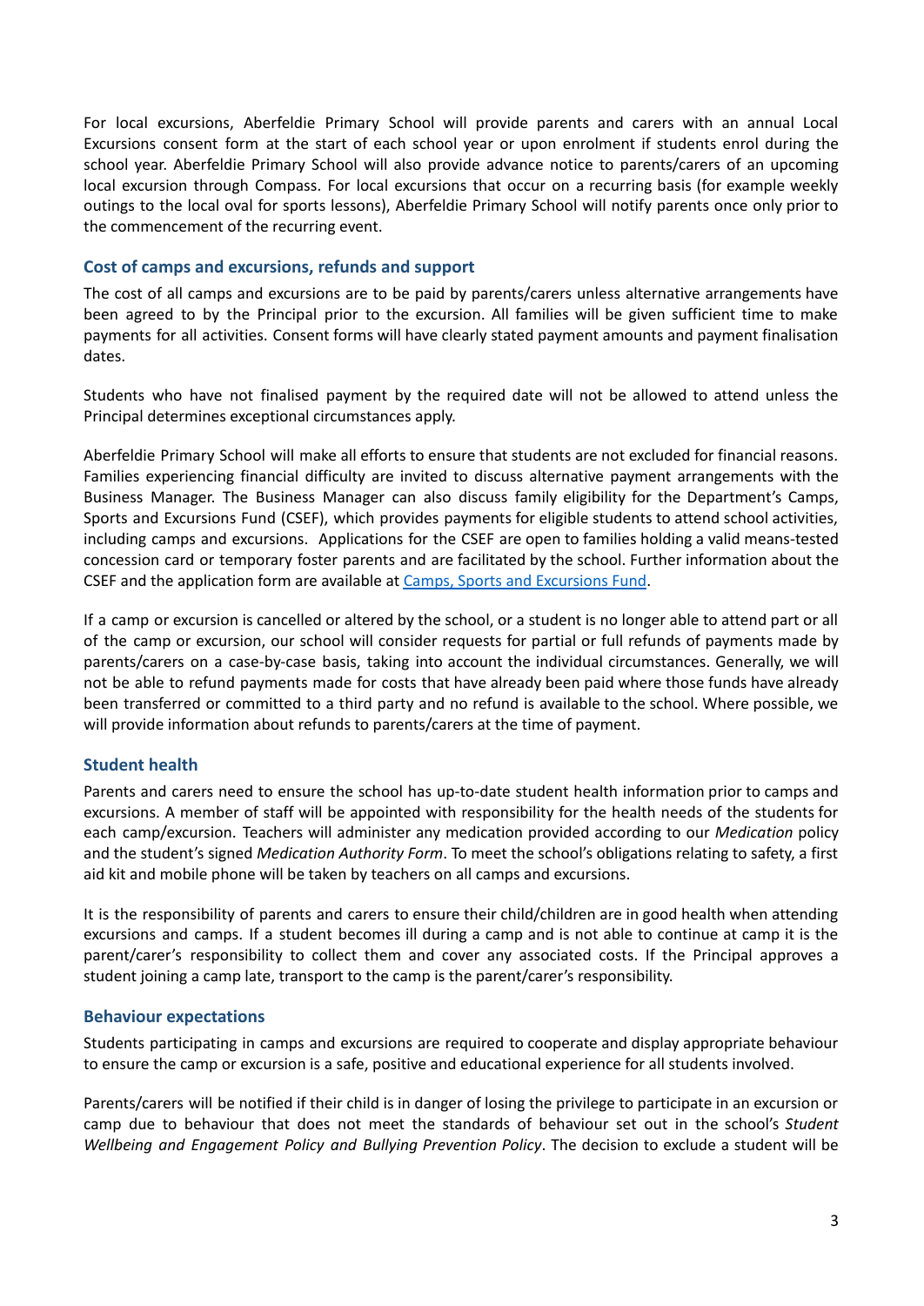For local excursions, Aberfeldie Primary School will provide parents and carers with an annual Local Excursions consent form at the start of each school year or upon enrolment if students enrol during the school year. Aberfeldie Primary School will also provide advance notice to parents/carers of an upcoming local excursion through Compass. For local excursions that occur on a recurring basis (for example weekly outings to the local oval for sports lessons), Aberfeldie Primary School will notify parents once only prior to the commencement of the recurring event.

### Cost of camps and excursions, refunds and support

The cost of all camps and excursions are to be paid by parents/carers unless alternative arrangements have been agreed to by the Principal prior to the excursion. All families will be given sufficient time to make payments for all activities. Consent forms will have clearly stated payment amounts and payment finalisation dates.

Students who have not finalised payment by the required date will not be allowed to attend unless the Principal determines exceptional circumstances apply.

Aberfeldie Primary School will make all efforts to ensure that students are not excluded for financial reasons. Families experiencing financial difficulty are invited to discuss alternative payment arrangements with the Business Manager. The Business Manager can also discuss family eligibility for the Department's Camps, Sports and Excursions Fund (CSEF), which provides payments for eligible students to attend school activities, including camps and excursions. Applications for the CSEF are open to families holding a valid means-tested concession card or temporary foster parents and are facilitated by the school. Further information about the CSEF and the application form are available at [Camps, Sports and Excursions Fund](#).

If a camp or excursion is cancelled or altered by the school, or a student is no longer able to attend part or all of the camp or excursion, our school will consider requests for partial or full refunds of payments made by parents/carers on a case-by-case basis, taking into account the individual circumstances. Generally, we will not be able to refund payments made for costs that have already been paid where those funds have already been transferred or committed to a third party and no refund is available to the school. Where possible, we will provide information about refunds to parents/carers at the time of payment.

### Student health

Parents and carers need to ensure the school has up-to-date student health information prior to camps and excursions. A member of staff will be appointed with responsibility for the health needs of the students for each camp/excursion. Teachers will administer any medication provided according to our *Medication* policy and the student's signed *Medication Authority Form*. To meet the school's obligations relating to safety, a first aid kit and mobile phone will be taken by teachers on all camps and excursions.

It is the responsibility of parents and carers to ensure their child/children are in good health when attending excursions and camps. If a student becomes ill during a camp and is not able to continue at camp it is the parent/carer's responsibility to collect them and cover any associated costs. If the Principal approves a student joining a camp late, transport to the camp is the parent/carer's responsibility.

### Behaviour expectations

Students participating in camps and excursions are required to cooperate and display appropriate behaviour to ensure the camp or excursion is a safe, positive and educational experience for all students involved.

Parents/carers will be notified if their child is in danger of losing the privilege to participate in an excursion or camp due to behaviour that does not meet the standards of behaviour set out in the school's *Student Wellbeing and Engagement Policy and Bullying Prevention Policy*. The decision to exclude a student will be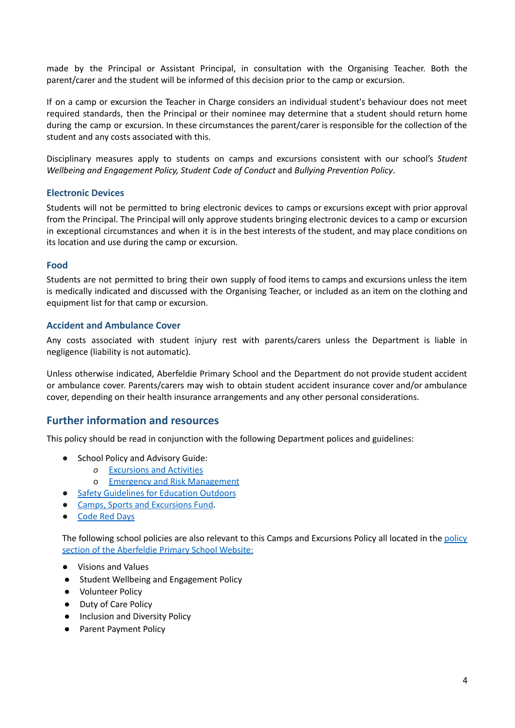made by the Principal or Assistant Principal, in consultation with the Organising Teacher. Both the parent/carer and the student will be informed of this decision prior to the camp or excursion.

If on a camp or excursion the Teacher in Charge considers an individual student's behaviour does not meet required standards, then the Principal or their nominee may determine that a student should return home during the camp or excursion. In these circumstances the parent/carer is responsible for the collection of the student and any costs associated with this.

Disciplinary measures apply to students on camps and excursions consistent with our school's *Student Wellbeing and Engagement Policy, Student Code of Conduct* and *Bullying Prevention Policy*.

### Electronic Devices

Students will not be permitted to bring electronic devices to camps or excursions except with prior approval from the Principal. The Principal will only approve students bringing electronic devices to a camp or excursion in exceptional circumstances and when it is in the best interests of the student, and may place conditions on its location and use during the camp or excursion.

### Food

Students are not permitted to bring their own supply of food items to camps and excursions unless the item is medically indicated and discussed with the Organising Teacher, or included as an item on the clothing and equipment list for that camp or excursion.

### Accident and Ambulance Cover

Any costs associated with student injury rest with parents/carers unless the Department is liable in negligence (liability is not automatic).

Unless otherwise indicated, Aberfeldie Primary School and the Department do not provide student accident or ambulance cover. Parents/carers may wish to obtain student accident insurance cover and/or ambulance cover, depending on their health insurance arrangements and any other personal considerations.

## Further information and resources

This policy should be read in conjunction with the following Department polices and guidelines:

- School Policy and Advisory Guide:
  - Excursions and Activities
  - Emergency and Risk Management
- Safety Guidelines for Education Outdoors
- Camps, Sports and Excursions Fund.
- Code Red Days

The following school policies are also relevant to this Camps and Excursions Policy all located in the policy section of the Aberfeldie Primary School Website:

- Visions and Values
- Student Wellbeing and Engagement Policy
- Volunteer Policy
- Duty of Care Policy
- Inclusion and Diversity Policy
- Parent Payment Policy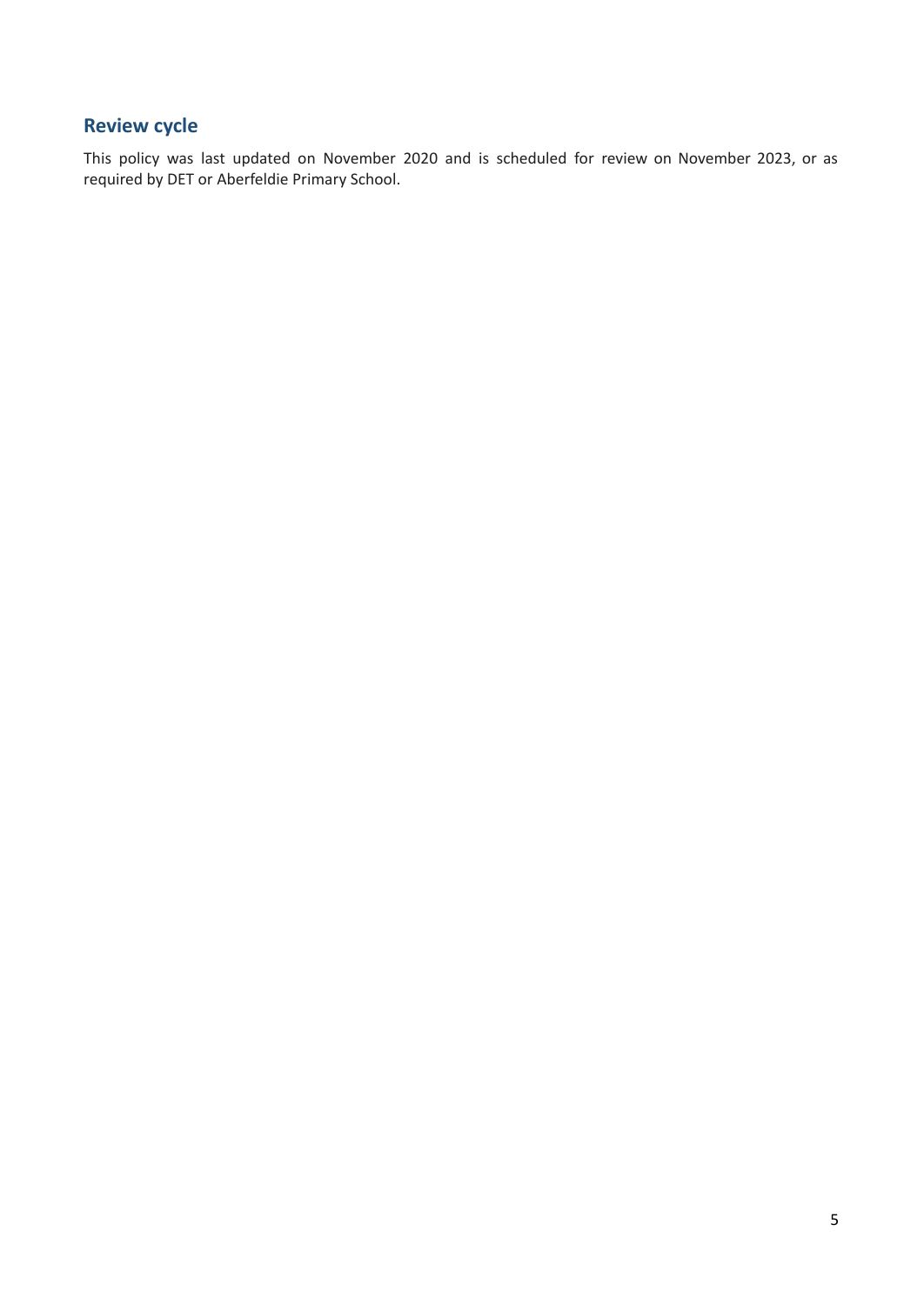## Review cycle

This policy was last updated on November 2020 and is scheduled for review on November 2023, or as required by DET or Aberfeldie Primary School.